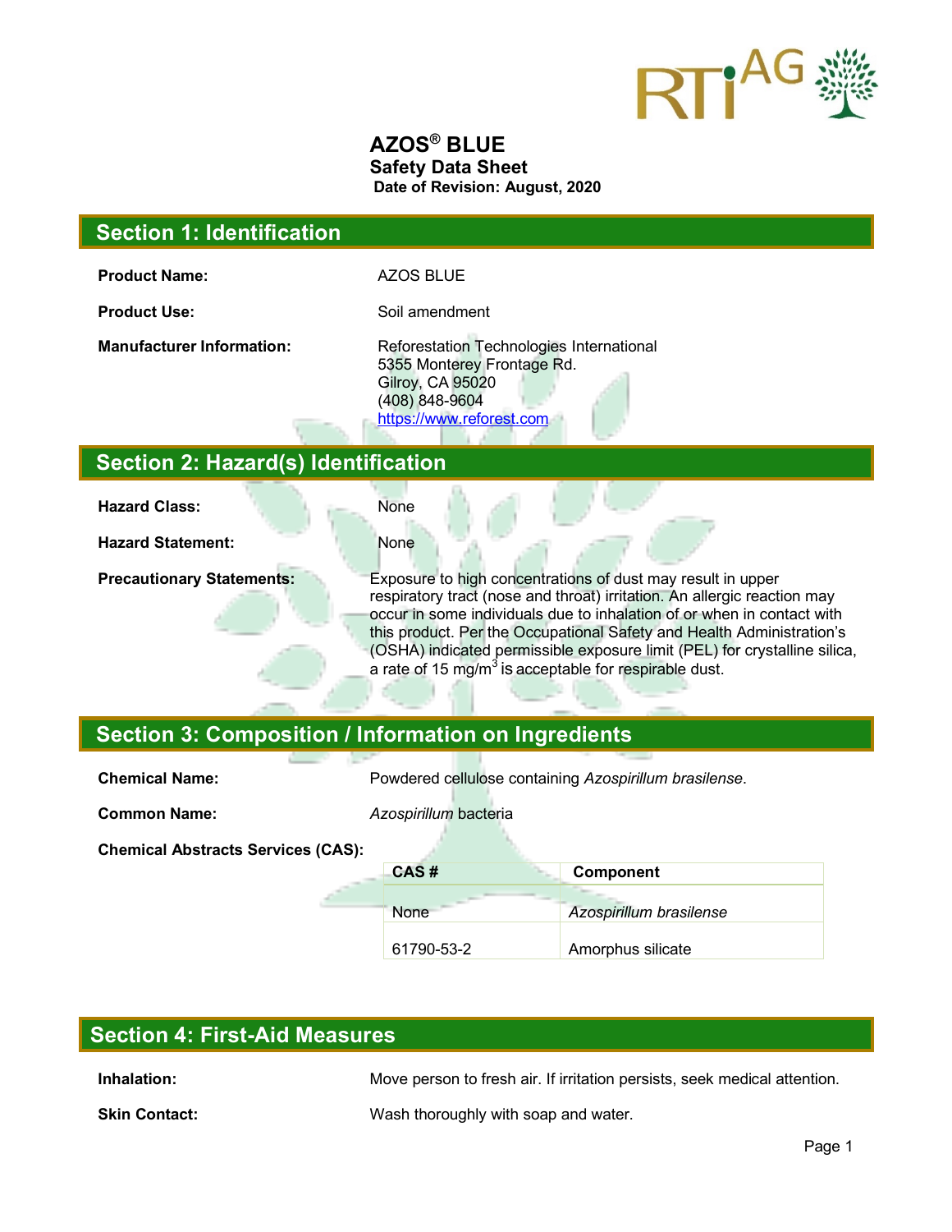# AZOS® BLUE

**Safety Data Sheet**

**Date of Revision: August, 2020**

## Section 1: Identification

**Product Name:** AZOS BLUE

**Product Use:** Soil amendment

**Manufacturer Information:** Reforestation Technologies International
5355 Monterey Frontage Rd.
Gilroy, CA 95020
(408) 848-9604
https://www.reforest.com

## Section 2: Hazard(s) Identification

**Hazard Class:** None

**Hazard Statement:** None

**Precautionary Statements:** Exposure to high concentrations of dust may result in upper respiratory tract (nose and throat) irritation. An allergic reaction may occur in some individuals due to inhalation of or when in contact with this product. Per the Occupational Safety and Health Administration's (OSHA) indicated permissible exposure limit (PEL) for crystalline silica, a rate of 15 $mg/m^3$ is acceptable for respirable dust.

## Section 3: Composition / Information on Ingredients

**Chemical Name:** Powdered cellulose containing *Azospirillum brasilense*.

**Common Name:** *Azospirillum* bacteria

**Chemical Abstracts Services (CAS):**

| CAS # | Component |
|---|---|
| None | *Azospirillum brasilense* |
| 61790-53-2 | Amorphus silicate |

## Section 4: First-Aid Measures

**Inhalation:** Move person to fresh air. If irritation persists, seek medical attention.

**Skin Contact:** Wash thoroughly with soap and water.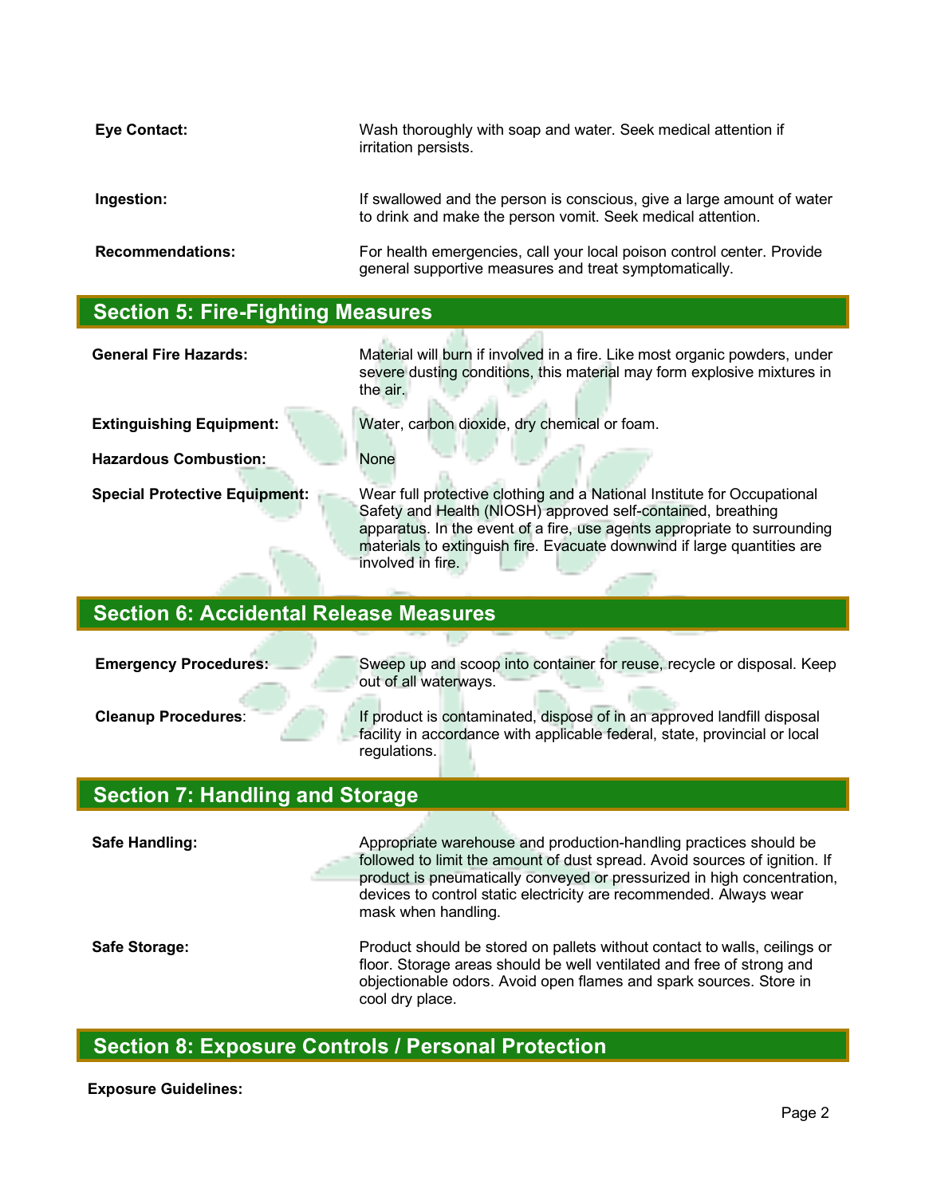**Eye Contact:** Wash thoroughly with soap and water. Seek medical attention if irritation persists.

**Ingestion:** If swallowed and the person is conscious, give a large amount of water to drink and make the person vomit. Seek medical attention.

**Recommendations:** For health emergencies, call your local poison control center. Provide general supportive measures and treat symptomatically.

## Section 5: Fire-Fighting Measures

**General Fire Hazards:** Material will burn if involved in a fire. Like most organic powders, under severe dusting conditions, this material may form explosive mixtures in the air.

**Extinguishing Equipment:** Water, carbon dioxide, dry chemical or foam.

**Hazardous Combustion:** None

**Special Protective Equipment:** Wear full protective clothing and a National Institute for Occupational Safety and Health (NIOSH) approved self-contained, breathing apparatus. In the event of a fire, use agents appropriate to surrounding materials to extinguish fire. Evacuate downwind if large quantities are involved in fire.

## Section 6: Accidental Release Measures

**Emergency Procedures:** Sweep up and scoop into container for reuse, recycle or disposal. Keep out of all waterways.

**Cleanup Procedures**: If product is contaminated, dispose of in an approved landfill disposal facility in accordance with applicable federal, state, provincial or local regulations.

## Section 7: Handling and Storage

**Safe Handling:** Appropriate warehouse and production-handling practices should be followed to limit the amount of dust spread. Avoid sources of ignition. If product is pneumatically conveyed or pressurized in high concentration, devices to control static electricity are recommended. Always wear mask when handling.

**Safe Storage:** Product should be stored on pallets without contact to walls, ceilings or floor. Storage areas should be well ventilated and free of strong and objectionable odors. Avoid open flames and spark sources. Store in cool dry place.

## Section 8: Exposure Controls / Personal Protection

**Exposure Guidelines:**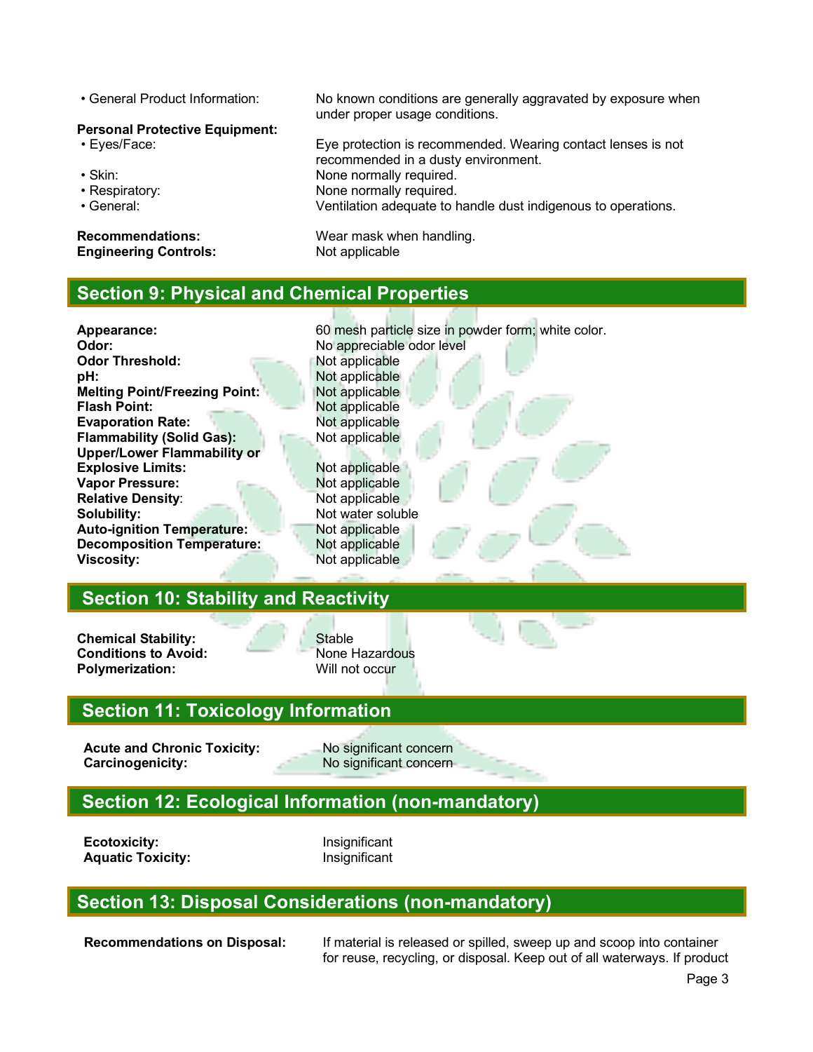- General Product Information: No known conditions are generally aggravated by exposure when under proper usage conditions.

**Personal Protective Equipment:**

- Eyes/Face: Eye protection is recommended. Wearing contact lenses is not recommended in a dusty environment.
- Skin: None normally required.
- Respiratory: None normally required.
- General: Ventilation adequate to handle dust indigenous to operations.

**Recommendations:** Wear mask when handling.
**Engineering Controls:** Not applicable

## Section 9: Physical and Chemical Properties

**Appearance:** 60 mesh particle size in powder form; white color.
**Odor:** No appreciable odor level
**Odor Threshold:** Not applicable
**pH:** Not applicable
**Melting Point/Freezing Point:** Not applicable
**Flash Point:** Not applicable
**Evaporation Rate:** Not applicable
**Flammability (Solid Gas):** Not applicable
**Upper/Lower Flammability or Explosive Limits:** Not applicable
**Vapor Pressure:** Not applicable
**Relative Density**: Not applicable
**Solubility:** Not water soluble
**Auto-ignition Temperature:** Not applicable
**Decomposition Temperature:** Not applicable
**Viscosity:** Not applicable

## Section 10: Stability and Reactivity

**Chemical Stability:** Stable
**Conditions to Avoid:** None Hazardous
**Polymerization:** Will not occur

## Section 11: Toxicology Information

**Acute and Chronic Toxicity:** No significant concern
**Carcinogenicity:** No significant concern

## Section 12: Ecological Information (non-mandatory)

**Ecotoxicity:** Insignificant
**Aquatic Toxicity:** Insignificant

## Section 13: Disposal Considerations (non-mandatory)

**Recommendations on Disposal:** If material is released or spilled, sweep up and scoop into container for reuse, recycling, or disposal. Keep out of all waterways. If product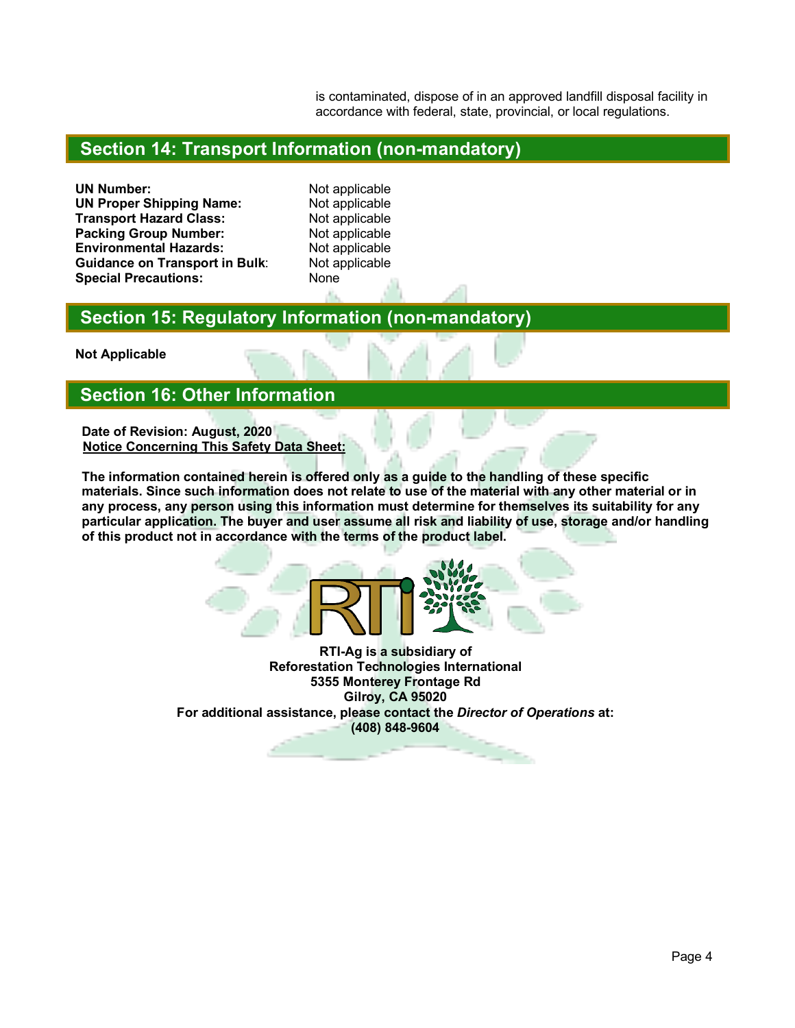is contaminated, dispose of in an approved landfill disposal facility in accordance with federal, state, provincial, or local regulations.

## Section 14: Transport Information (non-mandatory)

**UN Number:** Not applicable
**UN Proper Shipping Name:** Not applicable
**Transport Hazard Class:** Not applicable
**Packing Group Number:** Not applicable
**Environmental Hazards:** Not applicable
**Guidance on Transport in Bulk**: Not applicable
**Special Precautions:** None

## Section 15: Regulatory Information (non-mandatory)

**Not Applicable**

## Section 16: Other Information

**Date of Revision: August, 2020**
**Notice Concerning This Safety Data Sheet:**

**The information contained herein is offered only as a guide to the handling of these specific materials. Since such information does not relate to use of the material with any other material or in any process, any person using this information must determine for themselves its suitability for any particular application. The buyer and user assume all risk and liability of use, storage and/or handling of this product not in accordance with the terms of the product label.**

RTI

**RTI-Ag is a subsidiary of**
**Reforestation Technologies International**
**5355 Monterey Frontage Rd**
**Gilroy, CA 95020**
**For additional assistance, please contact the *Director of Operations* at:**
**(408) 848-9604**